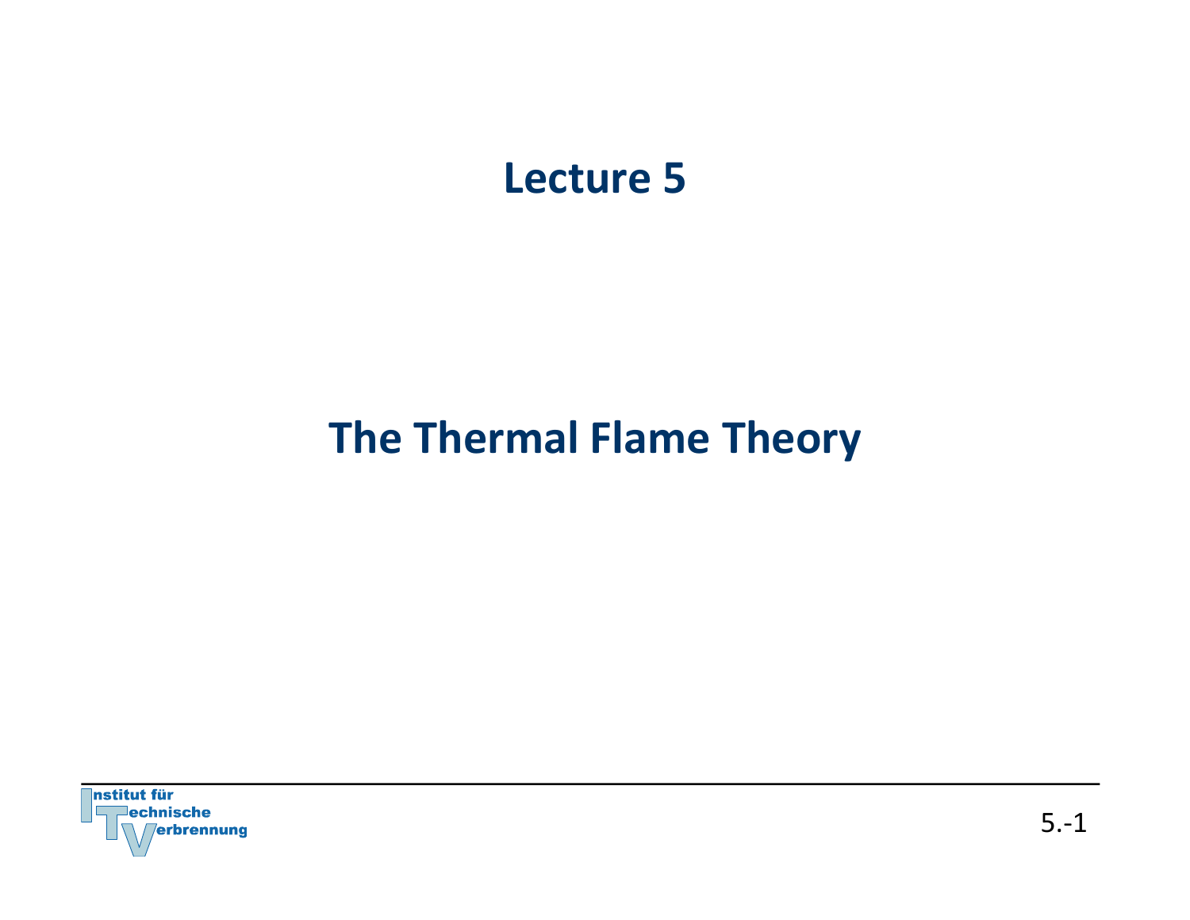# Lecture 5

# The Thermal Flame Theory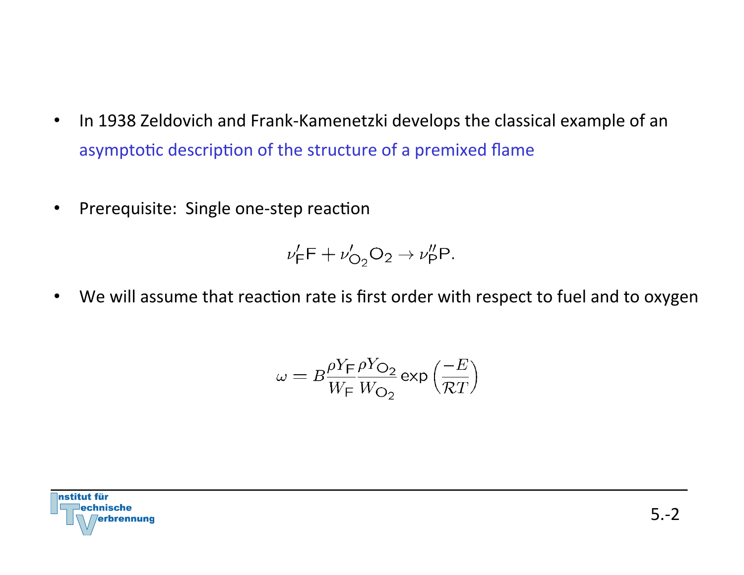- In 1938 Zeldovich and Frank-Kamenetzki develops the classical example of an asymptotic description of the structure of a premixed flame

- Prerequisite: Single one-step reaction

$$\nu'_{\mathsf{F}}\mathsf{F} + \nu'_{\mathsf{O}_2}\mathsf{O}_2 \rightarrow \nu''_{\mathsf{P}}\mathsf{P}.$$

- We will assume that reaction rate is first order with respect to fuel and to oxygen

$$\omega = B\frac{\rho Y_{\mathsf{F}}}{W_{\mathsf{F}}}\frac{\rho Y_{\mathsf{O}_2}}{W_{\mathsf{O}_2}}\exp\left(\frac{-E}{\mathcal{R}T}\right)$$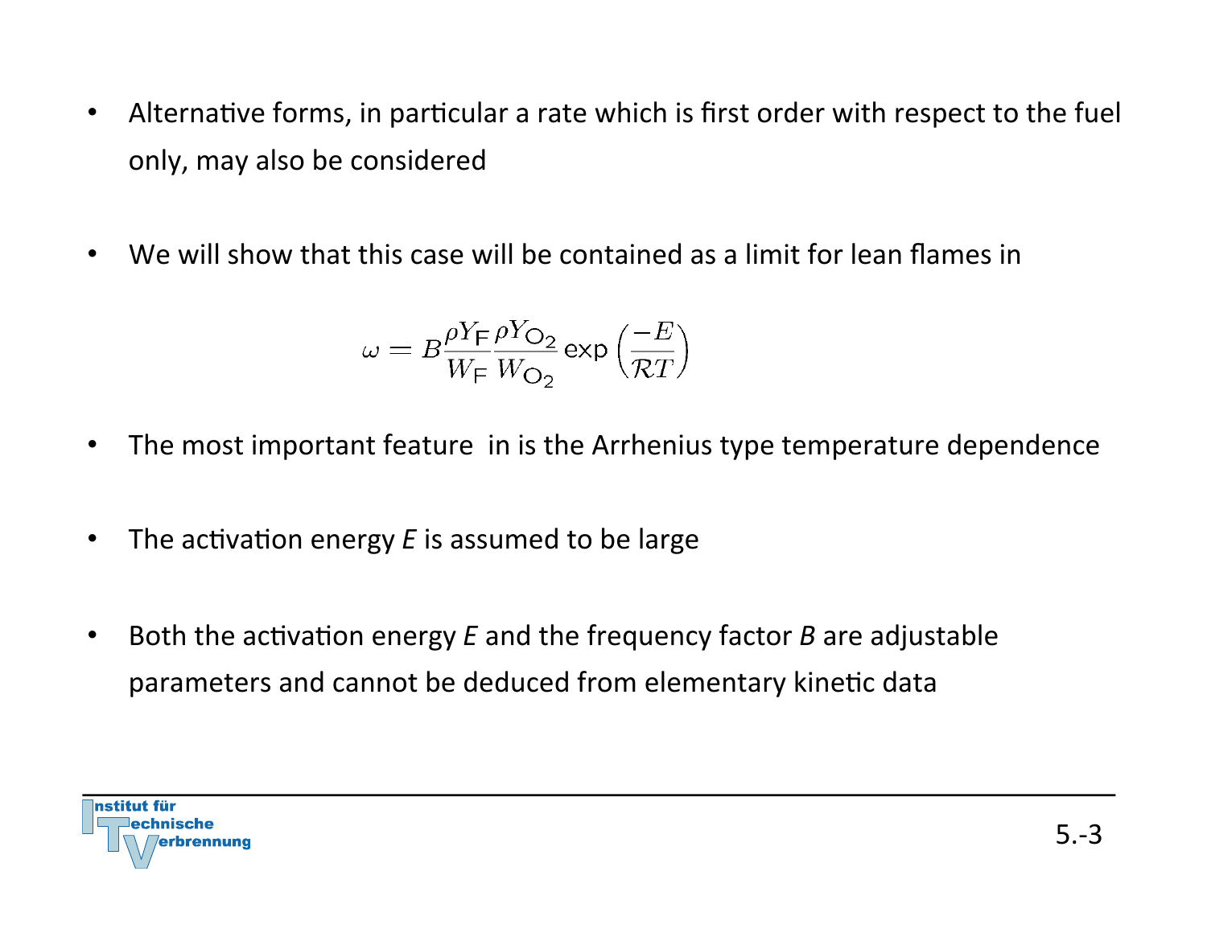- Alternative forms, in particular a rate which is first order with respect to the fuel only, may also be considered

- We will show that this case will be contained as a limit for lean flames in

$$\omega = B \frac{\rho Y_{\mathrm{F}}}{W_{\mathrm{F}}} \frac{\rho Y_{\mathrm{O_2}}}{W_{\mathrm{O_2}}} \exp\left(\frac{-E}{\mathcal{R}T}\right)$$

- The most important feature  in is the Arrhenius type temperature dependence

- The activation energy *E* is assumed to be large

- Both the activation energy *E* and the frequency factor *B* are adjustable parameters and cannot be deduced from elementary kinetic data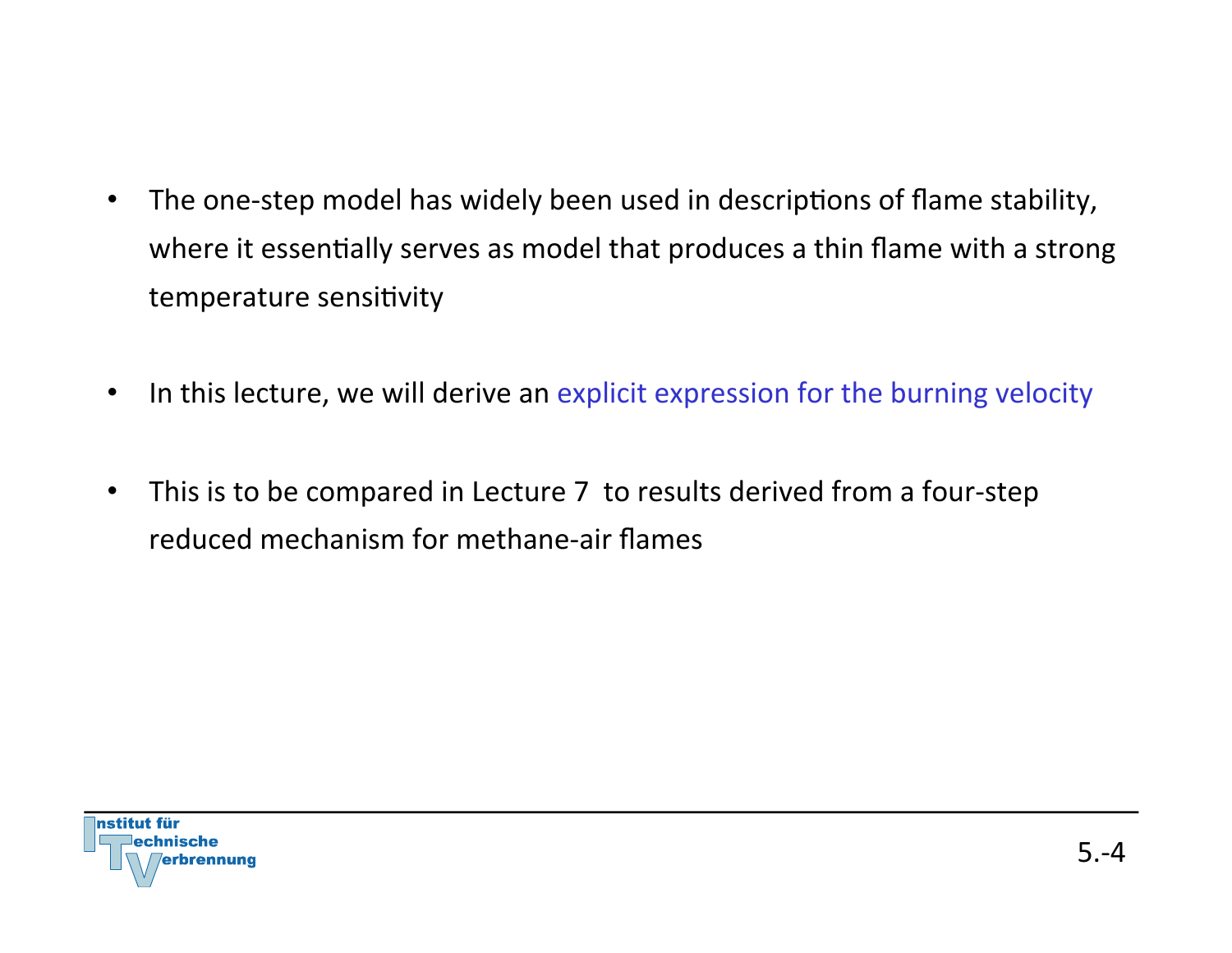- The one-step model has widely been used in descriptions of flame stability, where it essentially serves as model that produces a thin flame with a strong temperature sensitivity

- In this lecture, we will derive an explicit expression for the burning velocity

- This is to be compared in Lecture 7 to results derived from a four-step reduced mechanism for methane-air flames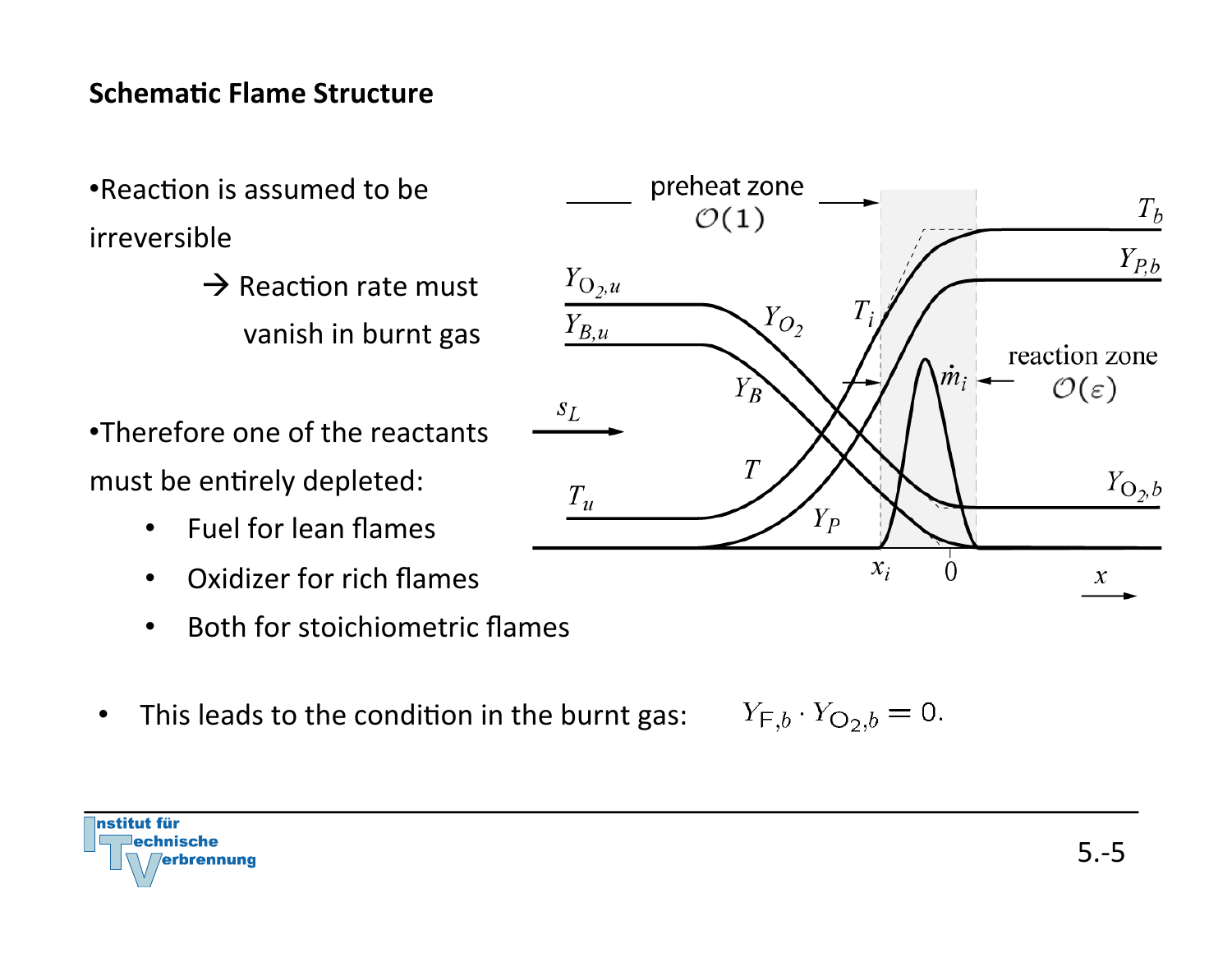## Schematic Flame Structure

- Reaction is assumed to be irreversible

  → Reaction rate must vanish in burnt gas

- Therefore one of the reactants must be entirely depleted:
  - Fuel for lean flames
  - Oxidizer for rich flames
  - Both for stoichiometric flames

- This leads to the condition in the burnt gas: $Y_{F,b} \cdot Y_{O_2,b} = 0.$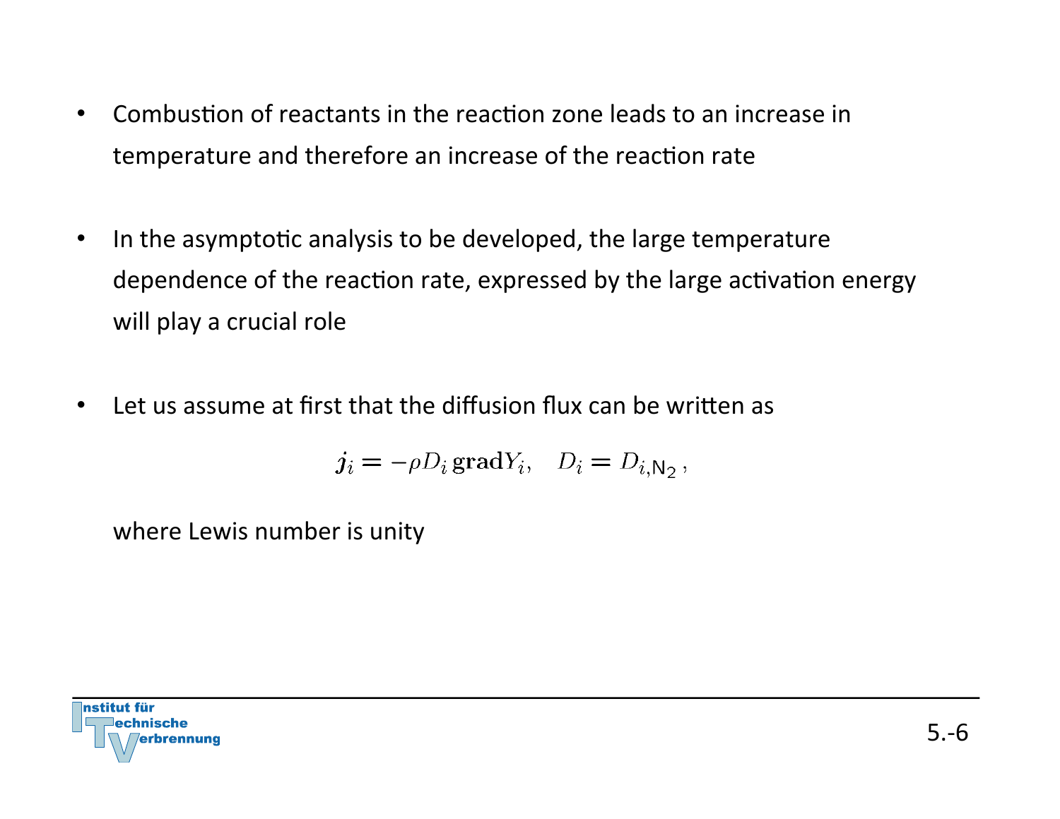- Combustion of reactants in the reaction zone leads to an increase in temperature and therefore an increase of the reaction rate

- In the asymptotic analysis to be developed, the large temperature dependence of the reaction rate, expressed by the large activation energy will play a crucial role

- Let us assume at first that the diffusion flux can be written as

$$\boldsymbol{j}_i = -\rho D_i \, \mathbf{grad} Y_i, \quad D_i = D_{i,\mathrm{N}_2} \, ,$$

where Lewis number is unity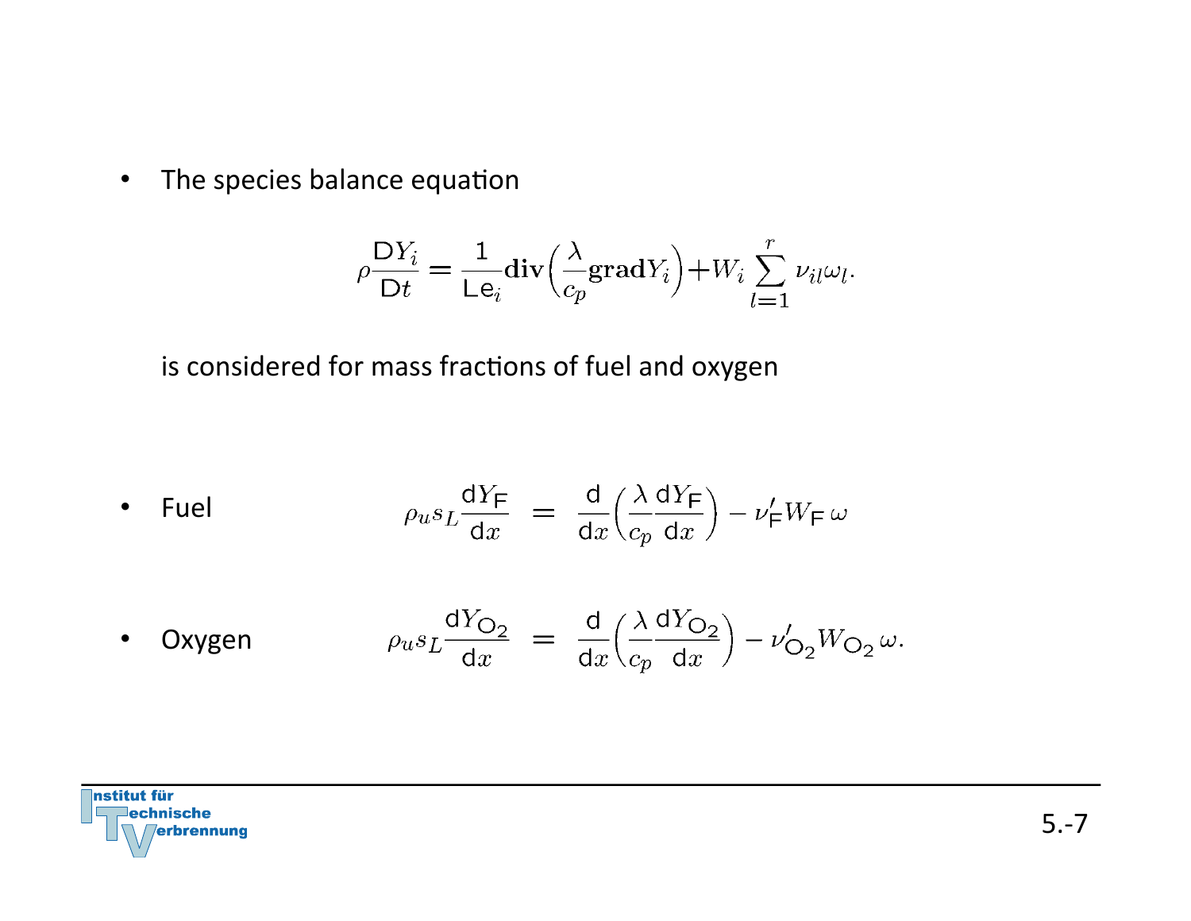- The species balance equation

$$\rho \frac{\mathrm{D}Y_i}{\mathrm{D}t} = \frac{1}{\mathrm{Le}_i} \mathbf{div}\left(\frac{\lambda}{c_p} \mathbf{grad} Y_i\right) + W_i \sum_{l=1}^{r} \nu_{il} \omega_l.$$

  is considered for mass fractions of fuel and oxygen

- Fuel

$$\rho_u s_L \frac{\mathrm{d}Y_\mathrm{F}}{\mathrm{d}x} = \frac{\mathrm{d}}{\mathrm{d}x}\left(\frac{\lambda}{c_p} \frac{\mathrm{d}Y_\mathrm{F}}{\mathrm{d}x}\right) - \nu'_\mathrm{F} W_\mathrm{F}\, \omega$$

- Oxygen

$$\rho_u s_L \frac{\mathrm{d}Y_{\mathrm{O}_2}}{\mathrm{d}x} = \frac{\mathrm{d}}{\mathrm{d}x}\left(\frac{\lambda}{c_p} \frac{\mathrm{d}Y_{\mathrm{O}_2}}{\mathrm{d}x}\right) - \nu'_{\mathrm{O}_2} W_{\mathrm{O}_2}\, \omega.$$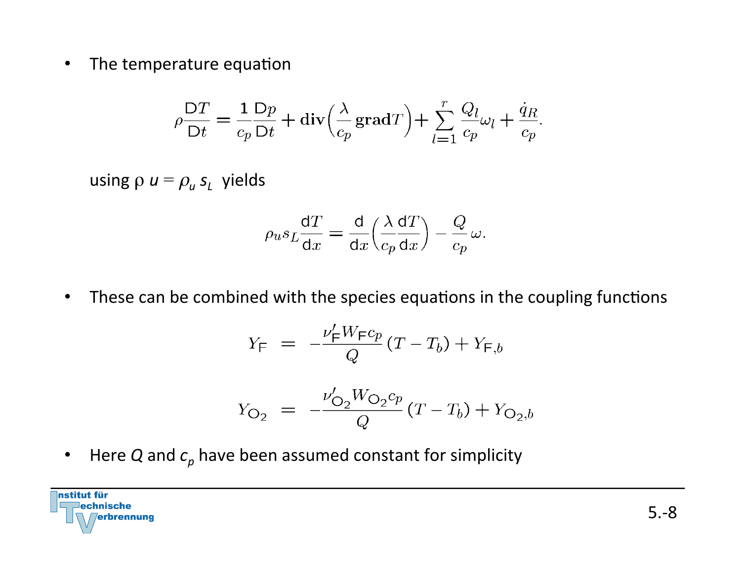- The temperature equation

$$\rho \frac{\mathrm{D}T}{\mathrm{D}t} = \frac{1}{c_p}\frac{\mathrm{D}p}{\mathrm{D}t} + \mathbf{div}\left(\frac{\lambda}{c_p}\,\mathbf{grad}T\right) + \sum_{l=1}^{r} \frac{Q_l}{c_p}\omega_l + \frac{\dot{q}_R}{c_p}.$$

using $\rho\, u = \rho_u\, s_L$ yields

$$\rho_u s_L \frac{\mathrm{d}T}{\mathrm{d}x} = \frac{\mathrm{d}}{\mathrm{d}x}\left(\frac{\lambda}{c_p}\frac{\mathrm{d}T}{\mathrm{d}x}\right) - \frac{Q}{c_p}\,\omega.$$

- These can be combined with the species equations in the coupling functions

$$Y_{\mathrm{F}} = -\frac{\nu'_{\mathrm{F}} W_{\mathrm{F}} c_p}{Q}(T - T_b) + Y_{\mathrm{F},b}$$

$$Y_{\mathrm{O}_2} = -\frac{\nu'_{\mathrm{O}_2} W_{\mathrm{O}_2} c_p}{Q}(T - T_b) + Y_{\mathrm{O}_2,b}$$

- Here $Q$ and $c_p$ have been assumed constant for simplicity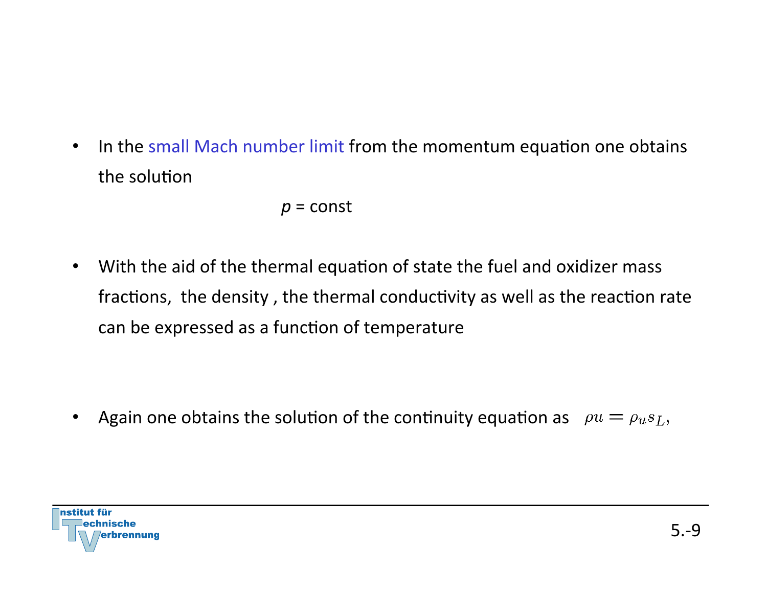- In the small Mach number limit from the momentum equation one obtains the solution

$$p = \text{const}$$

- With the aid of the thermal equation of state the fuel and oxidizer mass fractions, the density , the thermal conductivity as well as the reaction rate can be expressed as a function of temperature

- Again one obtains the solution of the continuity equation as $\rho u = \rho_u s_L,$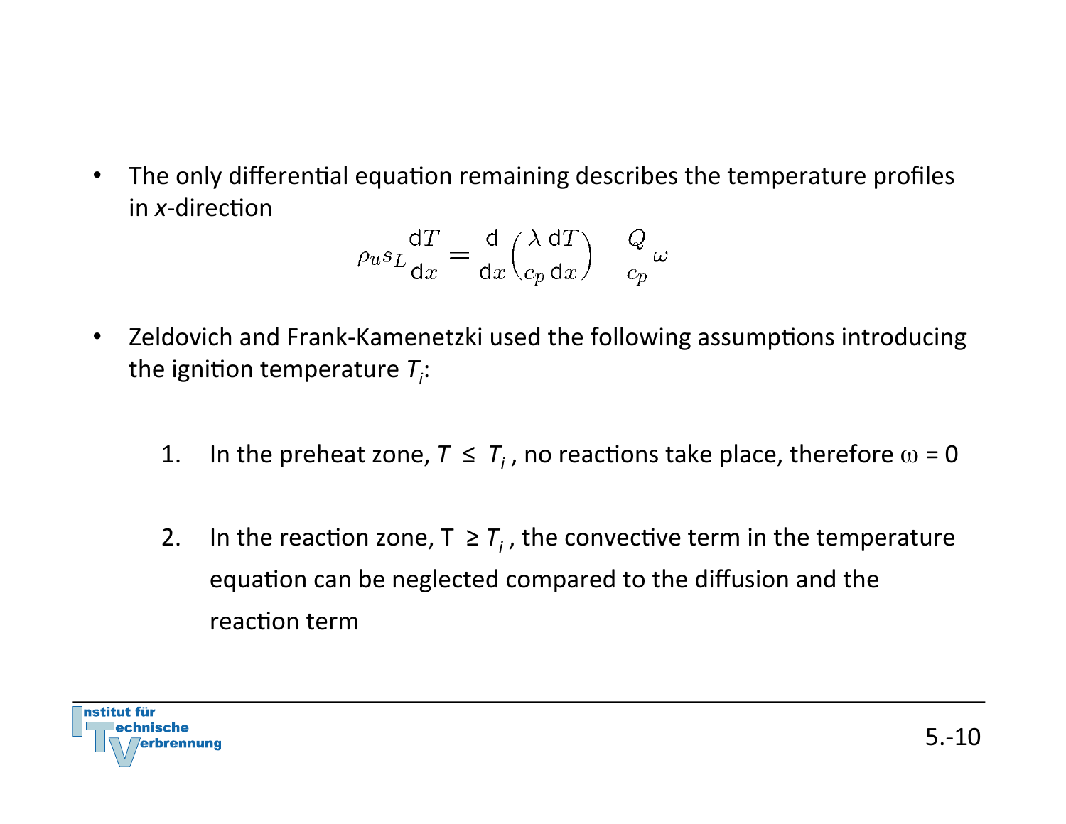- The only differential equation remaining describes the temperature profiles in *x*-direction

$$\rho_u s_L \frac{\mathrm{d}T}{\mathrm{d}x} = \frac{\mathrm{d}}{\mathrm{d}x}\left(\frac{\lambda}{c_p}\frac{\mathrm{d}T}{\mathrm{d}x}\right) - \frac{Q}{c_p}\,\omega$$

- Zeldovich and Frank-Kamenetzki used the following assumptions introducing the ignition temperature $T_i$:

  1. In the preheat zone, $T \leq T_i$ , no reactions take place, therefore $\omega = 0$

  2. In the reaction zone, $T \geq T_i$ , the convective term in the temperature equation can be neglected compared to the diffusion and the reaction term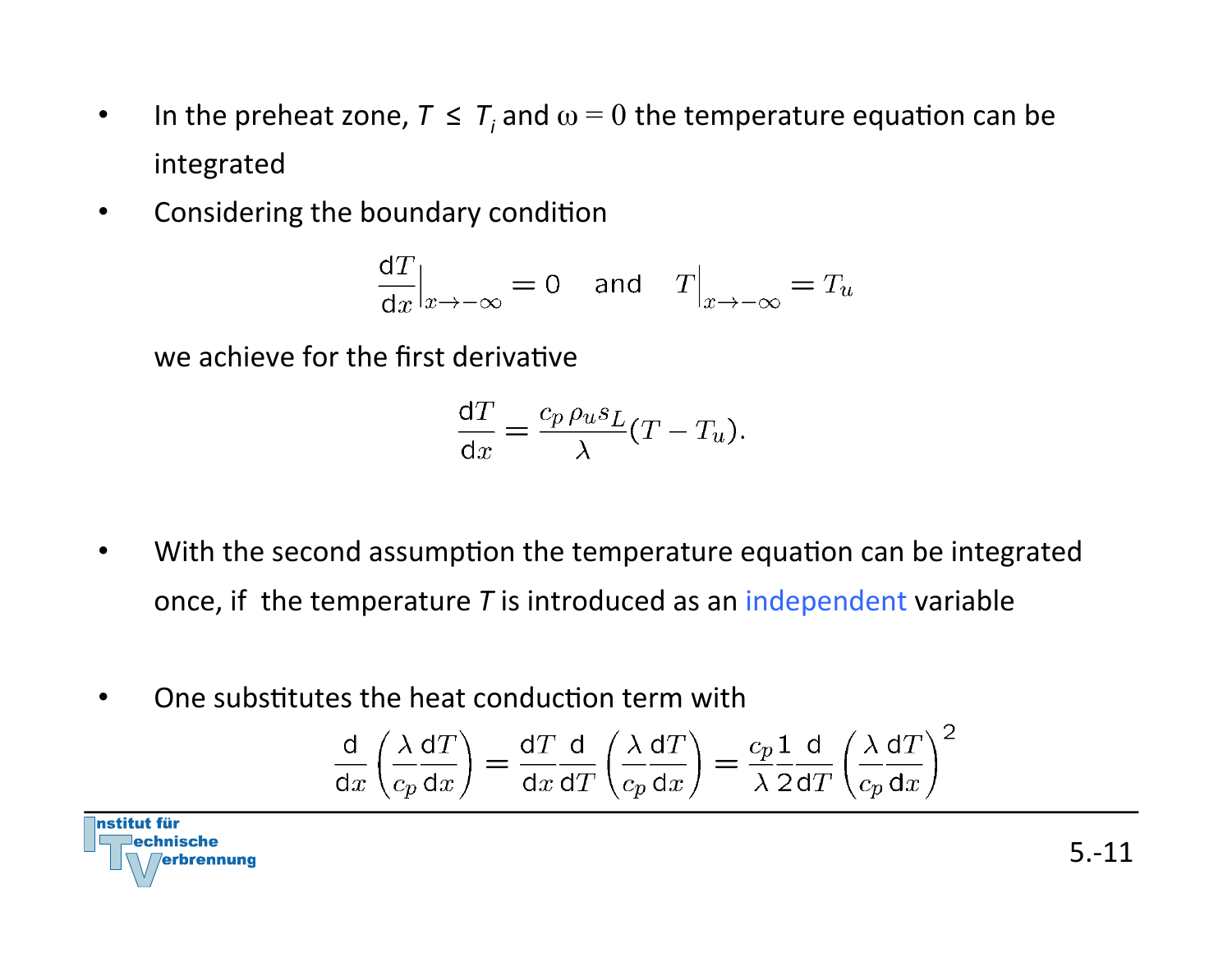- In the preheat zone, $T \leq T_i$ and $\omega = 0$ the temperature equation can be integrated
- Considering the boundary condition

$$\frac{\mathrm{d}T}{\mathrm{d}x}\Big|_{x\to-\infty} = 0 \quad \text{and} \quad T\Big|_{x\to-\infty} = T_u$$

  we achieve for the first derivative

$$\frac{\mathrm{d}T}{\mathrm{d}x} = \frac{c_p\,\rho_u s_L}{\lambda}(T - T_u).$$

- With the second assumption the temperature equation can be integrated once, if the temperature $T$ is introduced as an independent variable

- One substitutes the heat conduction term with

$$\frac{\mathrm{d}}{\mathrm{d}x}\left(\frac{\lambda}{c_p}\frac{\mathrm{d}T}{\mathrm{d}x}\right) = \frac{\mathrm{d}T}{\mathrm{d}x}\frac{\mathrm{d}}{\mathrm{d}T}\left(\frac{\lambda}{c_p}\frac{\mathrm{d}T}{\mathrm{d}x}\right) = \frac{c_p}{\lambda}\frac{1}{2}\frac{\mathrm{d}}{\mathrm{d}T}\left(\frac{\lambda}{c_p}\frac{\mathrm{d}T}{\mathrm{d}x}\right)^2$$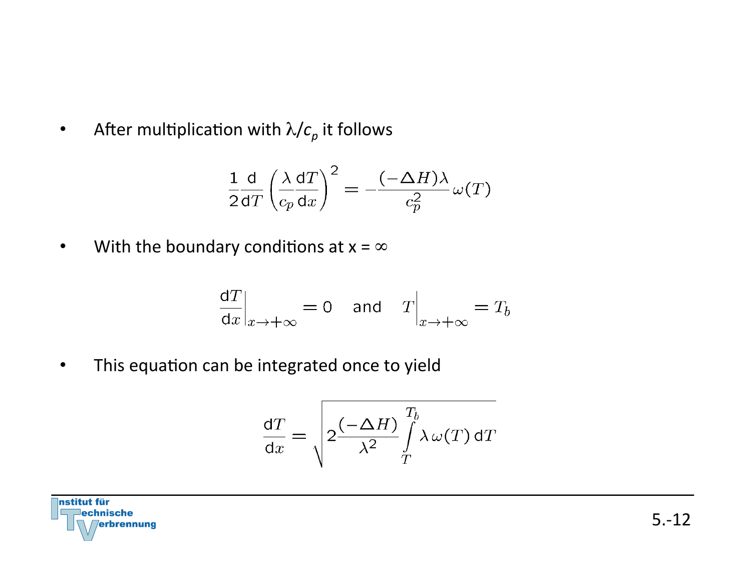- After multiplication with $\lambda/c_p$ it follows

$$\frac{1}{2}\frac{\mathrm{d}}{\mathrm{d}T}\left(\frac{\lambda}{c_p}\frac{\mathrm{d}T}{\mathrm{d}x}\right)^2 = -\frac{(-\Delta H)\lambda}{c_p^2}\,\omega(T)$$

- With the boundary conditions at x = ∞

$$\left.\frac{\mathrm{d}T}{\mathrm{d}x}\right|_{x\to+\infty} = 0 \quad \text{and} \quad \left.T\right|_{x\to+\infty} = T_b$$

- This equation can be integrated once to yield

$$\frac{\mathrm{d}T}{\mathrm{d}x} = \sqrt{2\frac{(-\Delta H)}{\lambda^2}\int\limits_{T}^{T_b}\lambda\,\omega(T)\,\mathrm{d}T}$$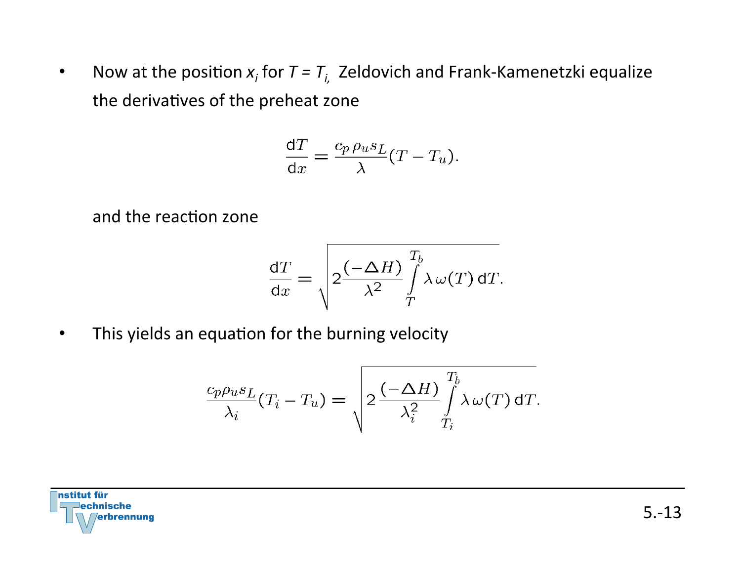- Now at the position $x_i$ for $T = T_i$, Zeldovich and Frank-Kamenetzki equalize the derivatives of the preheat zone

$$\frac{\mathrm{d}T}{\mathrm{d}x} = \frac{c_p\,\rho_u s_L}{\lambda}(T - T_u).$$

and the reaction zone

$$\frac{\mathrm{d}T}{\mathrm{d}x} = \sqrt{2\frac{(-\Delta H)}{\lambda^2}\int\limits_{T}^{T_b}\lambda\,\omega(T)\,\mathrm{d}T}.$$

- This yields an equation for the burning velocity

$$\frac{c_p\rho_u s_L}{\lambda_i}(T_i - T_u) = \sqrt{2\,\frac{(-\Delta H)}{\lambda_i^2}\int\limits_{T_i}^{T_b}\lambda\,\omega(T)\,\mathrm{d}T}.$$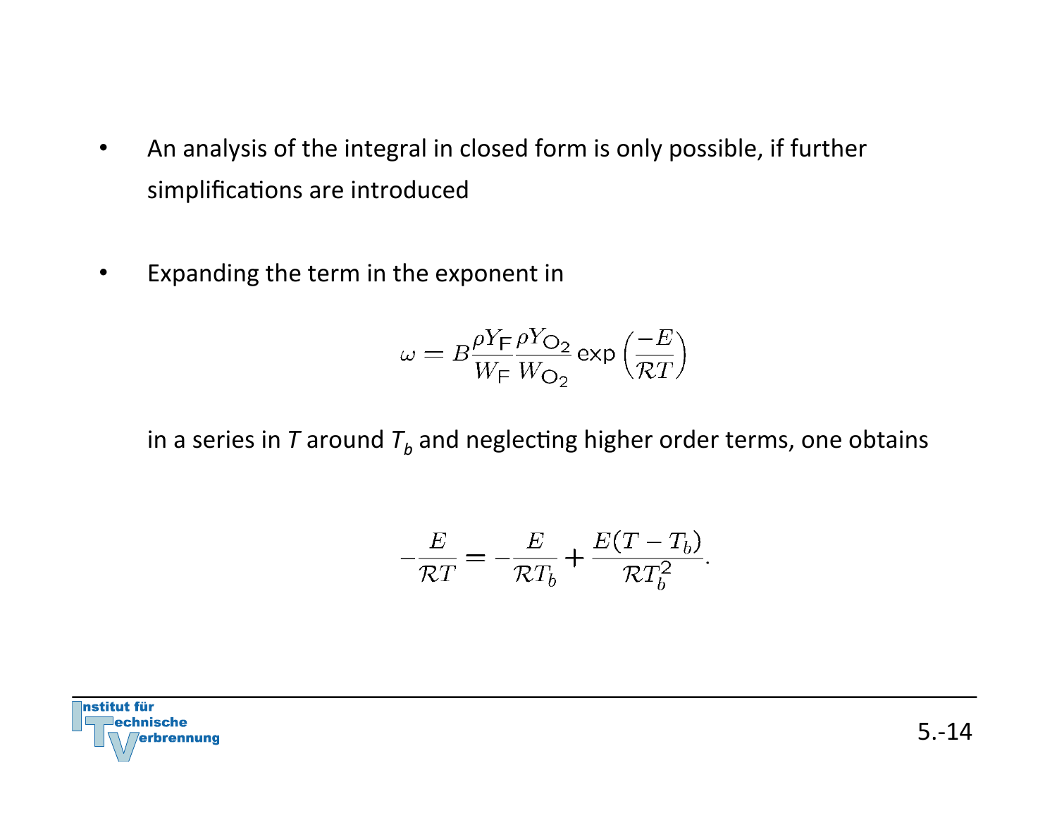- An analysis of the integral in closed form is only possible, if further simplifications are introduced

- Expanding the term in the exponent in

$$\omega = B \frac{\rho Y_{\mathrm{F}}}{W_{\mathrm{F}}} \frac{\rho Y_{\mathrm{O_2}}}{W_{\mathrm{O_2}}} \exp\left(\frac{-E}{\mathcal{R}T}\right)$$

  in a series in $T$ around $T_b$ and neglecting higher order terms, one obtains

$$-\frac{E}{\mathcal{R}T} = -\frac{E}{\mathcal{R}T_b} + \frac{E(T - T_b)}{\mathcal{R}T_b^2}.$$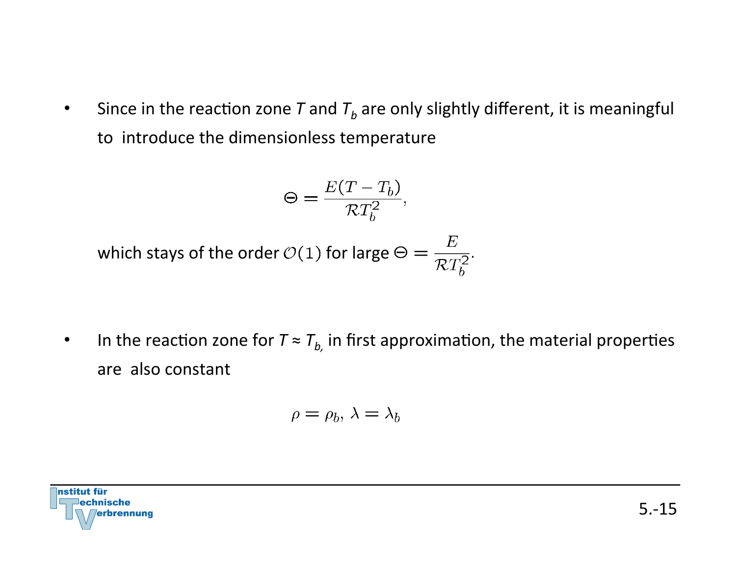- Since in the reaction zone $T$ and $T_b$ are only slightly different, it is meaningful to introduce the dimensionless temperature

$$\Theta = \frac{E(T - T_b)}{\mathcal{R} T_b^2},$$

which stays of the order $\mathcal{O}(1)$ for large $\Theta = \frac{E}{\mathcal{R} T_b^2}$.

- In the reaction zone for $T \approx T_b$, in first approximation, the material properties are also constant

$$\rho = \rho_b, \, \lambda = \lambda_b$$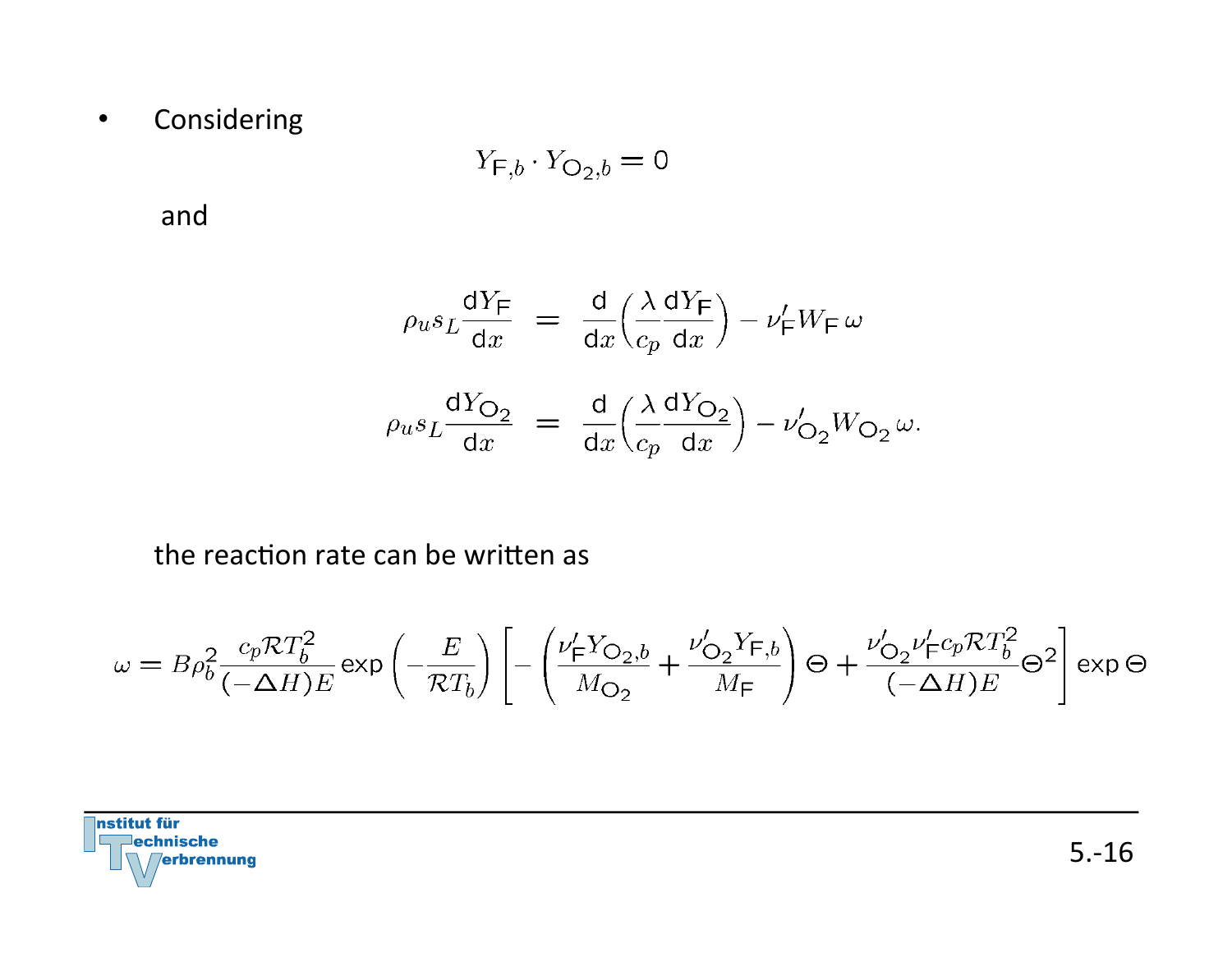- Considering

$$Y_{\mathrm{F},b} \cdot Y_{\mathrm{O_2},b} = 0$$

and

$$\rho_u s_L \frac{\mathrm{d}Y_\mathrm{F}}{\mathrm{d}x} = \frac{\mathrm{d}}{\mathrm{d}x}\left(\frac{\lambda}{c_p}\frac{\mathrm{d}Y_\mathrm{F}}{\mathrm{d}x}\right) - \nu'_\mathrm{F} W_\mathrm{F}\,\omega$$

$$\rho_u s_L \frac{\mathrm{d}Y_\mathrm{O_2}}{\mathrm{d}x} = \frac{\mathrm{d}}{\mathrm{d}x}\left(\frac{\lambda}{c_p}\frac{\mathrm{d}Y_\mathrm{O_2}}{\mathrm{d}x}\right) - \nu'_\mathrm{O_2} W_\mathrm{O_2}\,\omega.$$

the reaction rate can be written as

$$\omega = B\rho_b^2 \frac{c_p \mathcal{R} T_b^2}{(-\Delta H)E} \exp\left(-\frac{E}{\mathcal{R}T_b}\right)\left[-\left(\frac{\nu'_\mathrm{F} Y_{\mathrm{O_2},b}}{M_\mathrm{O_2}} + \frac{\nu'_\mathrm{O_2} Y_{\mathrm{F},b}}{M_\mathrm{F}}\right)\Theta + \frac{\nu'_\mathrm{O_2}\nu'_\mathrm{F} c_p \mathcal{R} T_b^2}{(-\Delta H)E}\Theta^2\right]\exp\Theta$$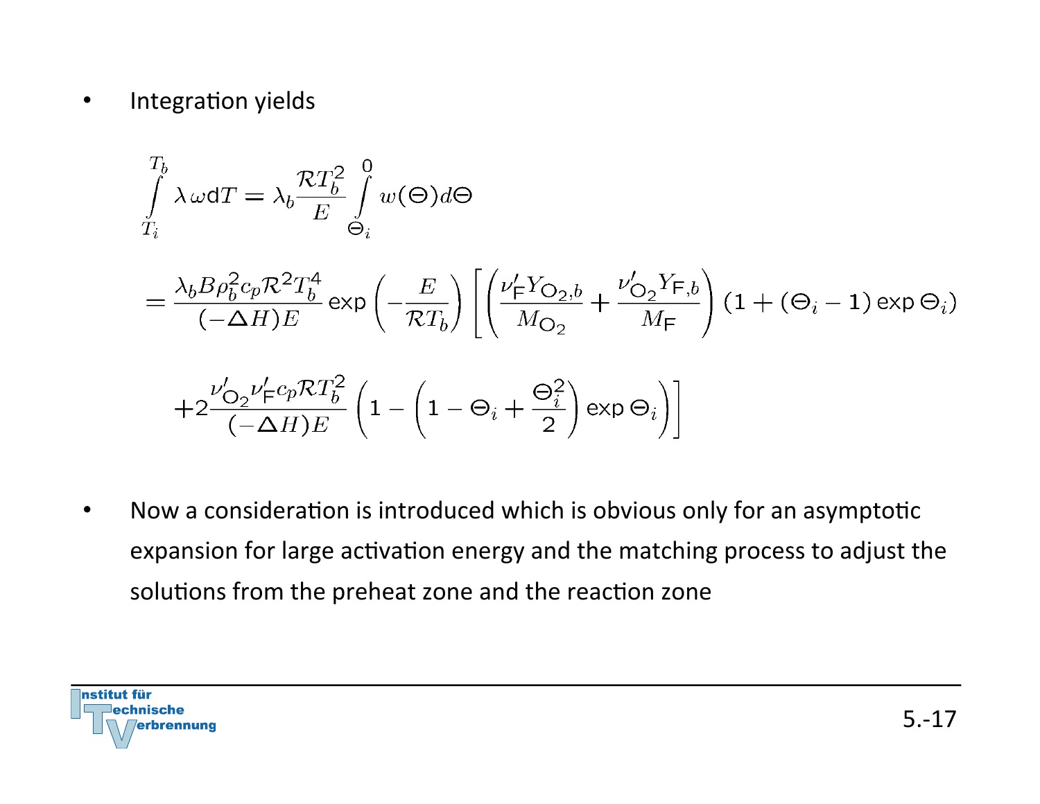- Integration yields

$$
\int_{T_i}^{T_b} \lambda\,\omega \mathrm{d}T = \lambda_b \frac{\mathcal{R}T_b^2}{E} \int_{\Theta_i}^{0} w(\Theta) d\Theta
$$

$$
= \frac{\lambda_b B \rho_b^2 c_p \mathcal{R}^2 T_b^4}{(-\Delta H)E} \exp\left(-\frac{E}{\mathcal{R}T_b}\right) \left[ \left( \frac{\nu'_{\mathsf{F}} Y_{\mathsf{O}_2,b}}{M_{\mathsf{O}_2}} + \frac{\nu'_{\mathsf{O}_2} Y_{\mathsf{F},b}}{M_{\mathsf{F}}} \right) (1 + (\Theta_i - 1)\exp\Theta_i) \right.
$$

$$
\left. + 2\frac{\nu'_{\mathsf{O}_2}\nu'_{\mathsf{F}} c_p \mathcal{R} T_b^2}{(-\Delta H)E} \left( 1 - \left( 1 - \Theta_i + \frac{\Theta_i^2}{2} \right) \exp\Theta_i \right) \right]
$$

- Now a consideration is introduced which is obvious only for an asymptotic expansion for large activation energy and the matching process to adjust the solutions from the preheat zone and the reaction zone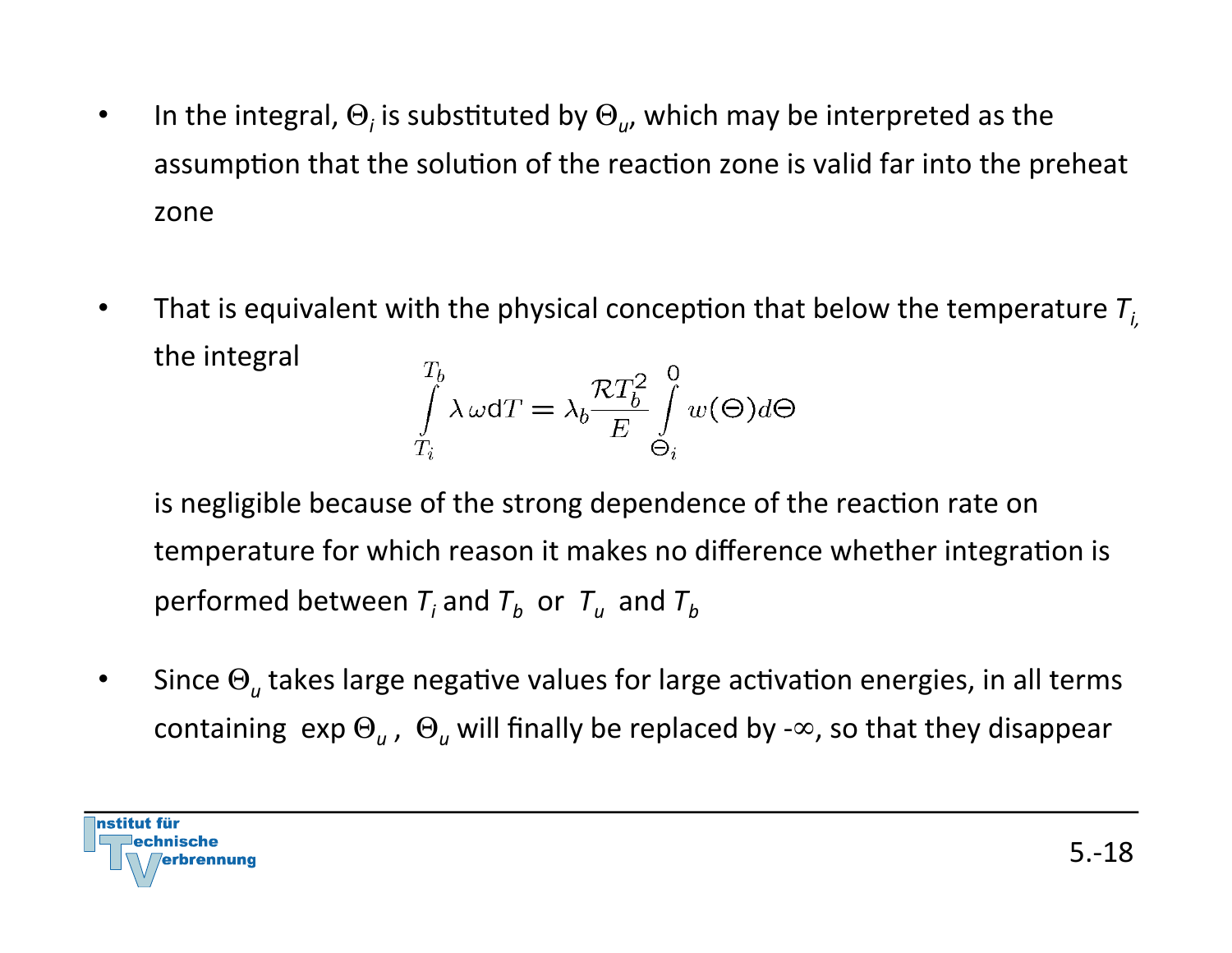- In the integral, $\Theta_i$ is substituted by $\Theta_u$, which may be interpreted as the assumption that the solution of the reaction zone is valid far into the preheat zone

- That is equivalent with the physical conception that below the temperature $T_i$, the integral

$$\int_{T_i}^{T_b} \lambda \, \omega \, \mathrm{d}T = \lambda_b \frac{\mathcal{R} T_b^2}{E} \int_{\Theta_i}^{0} w(\Theta) d\Theta$$

  is negligible because of the strong dependence of the reaction rate on temperature for which reason it makes no difference whether integration is performed between $T_i$ and $T_b$ or $T_u$ and $T_b$

- Since $\Theta_u$ takes large negative values for large activation energies, in all terms containing $\exp \Theta_u$, $\Theta_u$ will finally be replaced by $-\infty$, so that they disappear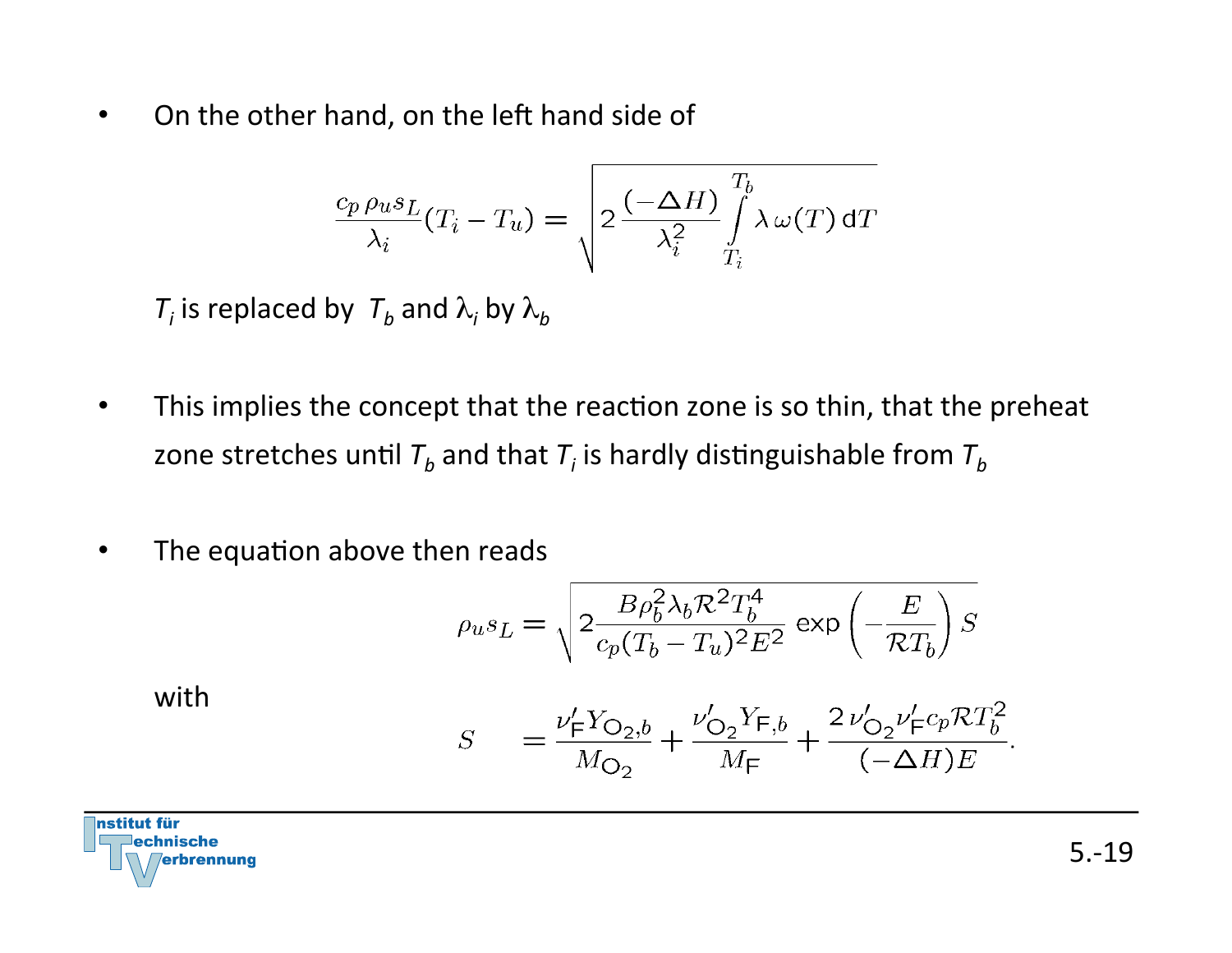- On the other hand, on the left hand side of

$$\frac{c_p\,\rho_u s_L}{\lambda_i}(T_i - T_u) = \sqrt{2\,\frac{(-\Delta H)}{\lambda_i^2}\int\limits_{T_i}^{T_b}\lambda\,\omega(T)\,\mathrm{d}T}$$

$T_i$ is replaced by $T_b$ and $\lambda_i$ by $\lambda_b$

- This implies the concept that the reaction zone is so thin, that the preheat zone stretches until $T_b$ and that $T_i$ is hardly distinguishable from $T_b$

- The equation above then reads

$$\rho_u s_L = \sqrt{2\frac{B\rho_b^2\lambda_b\mathcal{R}^2T_b^4}{c_p(T_b - T_u)^2E^2}\,\exp\left(-\frac{E}{\mathcal{R}T_b}\right)S}$$

with

$$S = \frac{\nu_{\mathrm{F}}' Y_{\mathrm{O_2},b}}{M_{\mathrm{O_2}}} + \frac{\nu_{\mathrm{O_2}}' Y_{\mathrm{F},b}}{M_{\mathrm{F}}} + \frac{2\,\nu_{\mathrm{O_2}}'\nu_{\mathrm{F}}' c_p\mathcal{R}T_b^2}{(-\Delta H)E}.$$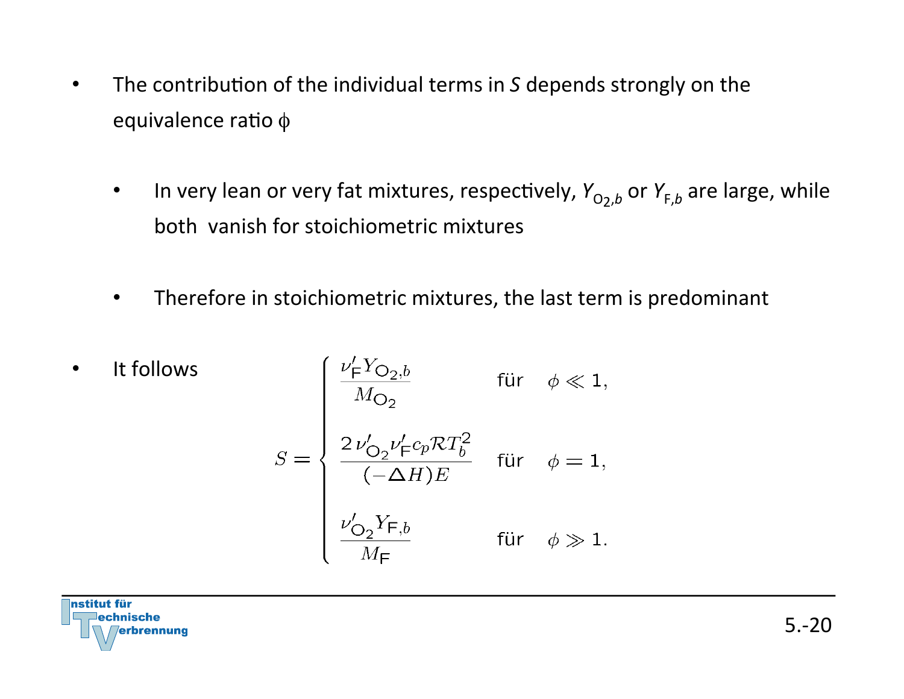- The contribution of the individual terms in *S* depends strongly on the equivalence ratio $\phi$
  - In very lean or very fat mixtures, respectively, $Y_{O_2,b}$ or $Y_{F,b}$ are large, while both vanish for stoichiometric mixtures
  - Therefore in stoichiometric mixtures, the last term is predominant
- It follows

$$
S = \begin{cases}
\dfrac{\nu'_F Y_{O_2,b}}{M_{O_2}} & \text{für} \quad \phi \ll 1, \\[2ex]
\dfrac{2\,\nu'_{O_2} \nu'_F c_p \mathcal{R} T_b^2}{(-\Delta H) E} & \text{für} \quad \phi = 1, \\[2ex]
\dfrac{\nu'_{O_2} Y_{F,b}}{M_F} & \text{für} \quad \phi \gg 1.
\end{cases}
$$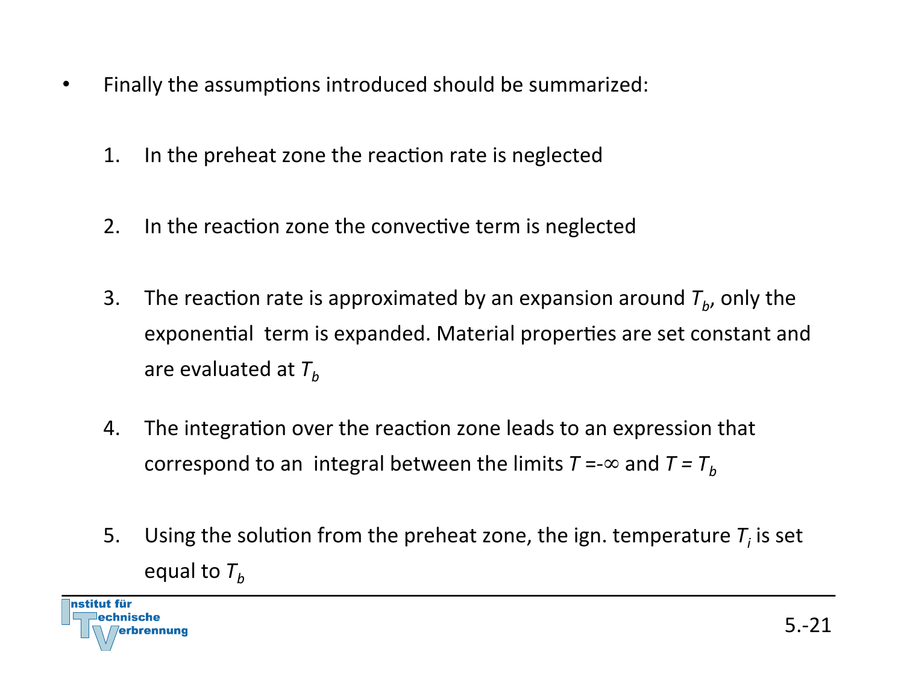- Finally the assumptions introduced should be summarized:

  1. In the preheat zone the reaction rate is neglected

  2. In the reaction zone the convective term is neglected

  3. The reaction rate is approximated by an expansion around $T_b$, only the exponential term is expanded. Material properties are set constant and are evaluated at $T_b$

  4. The integration over the reaction zone leads to an expression that correspond to an integral between the limits $T = -\infty$ and $T = T_b$

  5. Using the solution from the preheat zone, the ign. temperature $T_i$ is set equal to $T_b$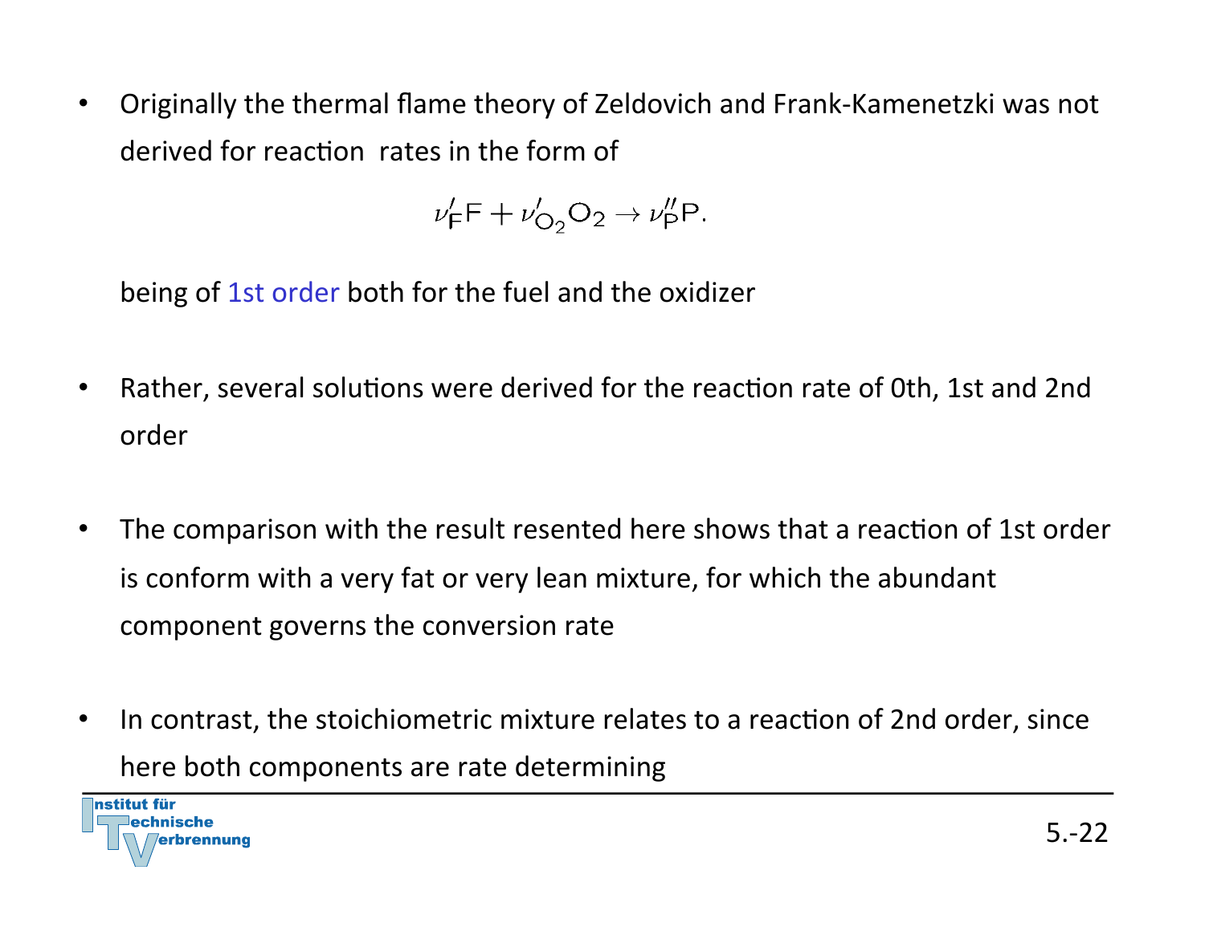- Originally the thermal flame theory of Zeldovich and Frank-Kamenetzki was not derived for reaction rates in the form of

$$\nu'_{\mathrm{F}}\mathrm{F} + \nu'_{\mathrm{O_2}}\mathrm{O_2} \rightarrow \nu''_{\mathrm{P}}\mathrm{P}.$$

  being of 1st order both for the fuel and the oxidizer

- Rather, several solutions were derived for the reaction rate of 0th, 1st and 2nd order

- The comparison with the result resented here shows that a reaction of 1st order is conform with a very fat or very lean mixture, for which the abundant component governs the conversion rate

- In contrast, the stoichiometric mixture relates to a reaction of 2nd order, since here both components are rate determining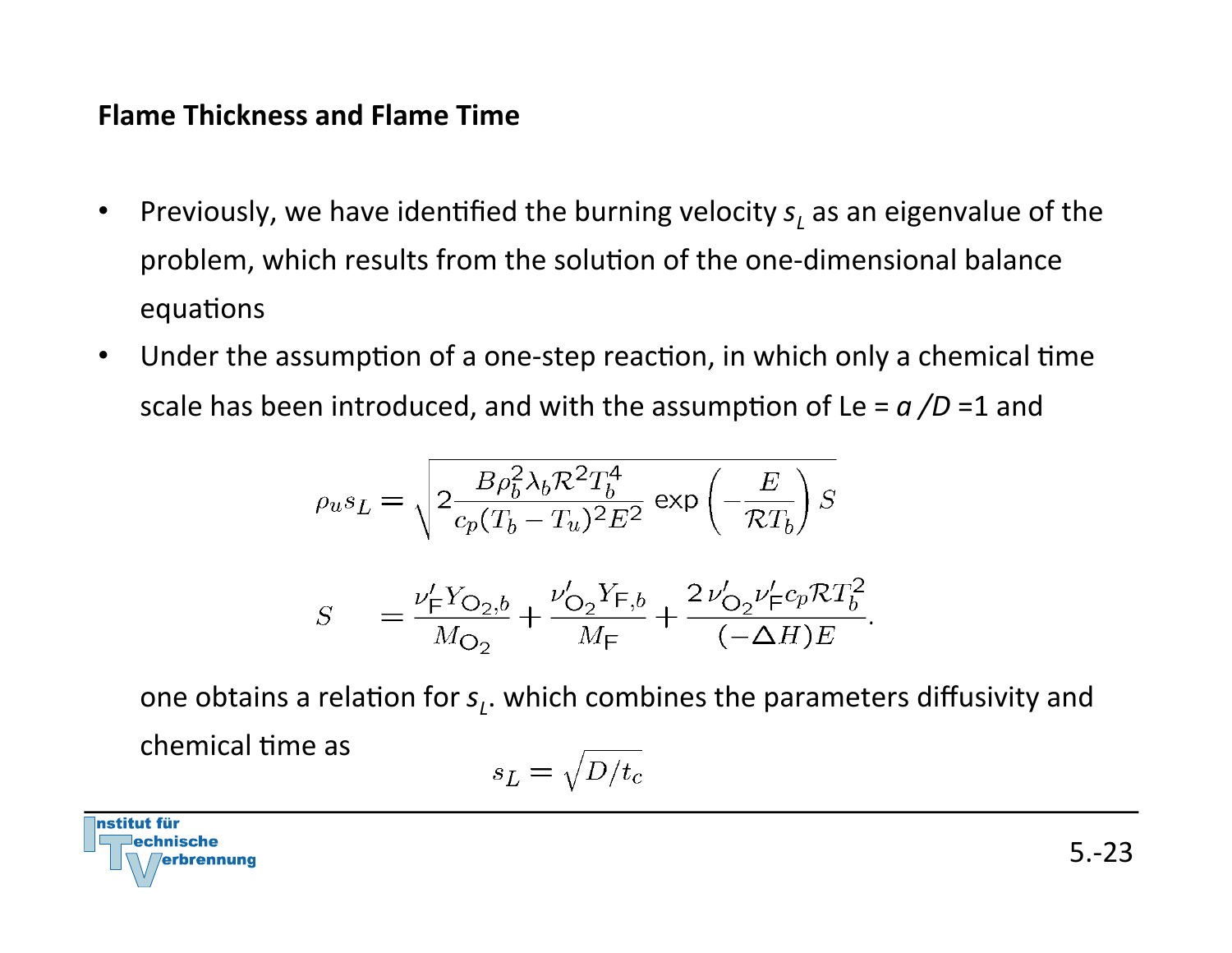## Flame Thickness and Flame Time

- Previously, we have identified the burning velocity $s_L$ as an eigenvalue of the problem, which results from the solution of the one-dimensional balance equations
- Under the assumption of a one-step reaction, in which only a chemical time scale has been introduced, and with the assumption of Le = $a/D$ =1 and

$$\rho_u s_L = \sqrt{2 \frac{B \rho_b^2 \lambda_b \mathcal{R}^2 T_b^4}{c_p (T_b - T_u)^2 E^2} \exp\left(-\frac{E}{\mathcal{R} T_b}\right) S}$$

$$S = \frac{\nu'_{\mathsf{F}} Y_{\mathsf{O}_2,b}}{M_{\mathsf{O}_2}} + \frac{\nu'_{\mathsf{O}_2} Y_{\mathsf{F},b}}{M_{\mathsf{F}}} + \frac{2\,\nu'_{\mathsf{O}_2} \nu'_{\mathsf{F}} c_p \mathcal{R} T_b^2}{(-\Delta H) E}.$$

one obtains a relation for $s_L$. which combines the parameters diffusivity and chemical time as

$$s_L = \sqrt{D/t_c}$$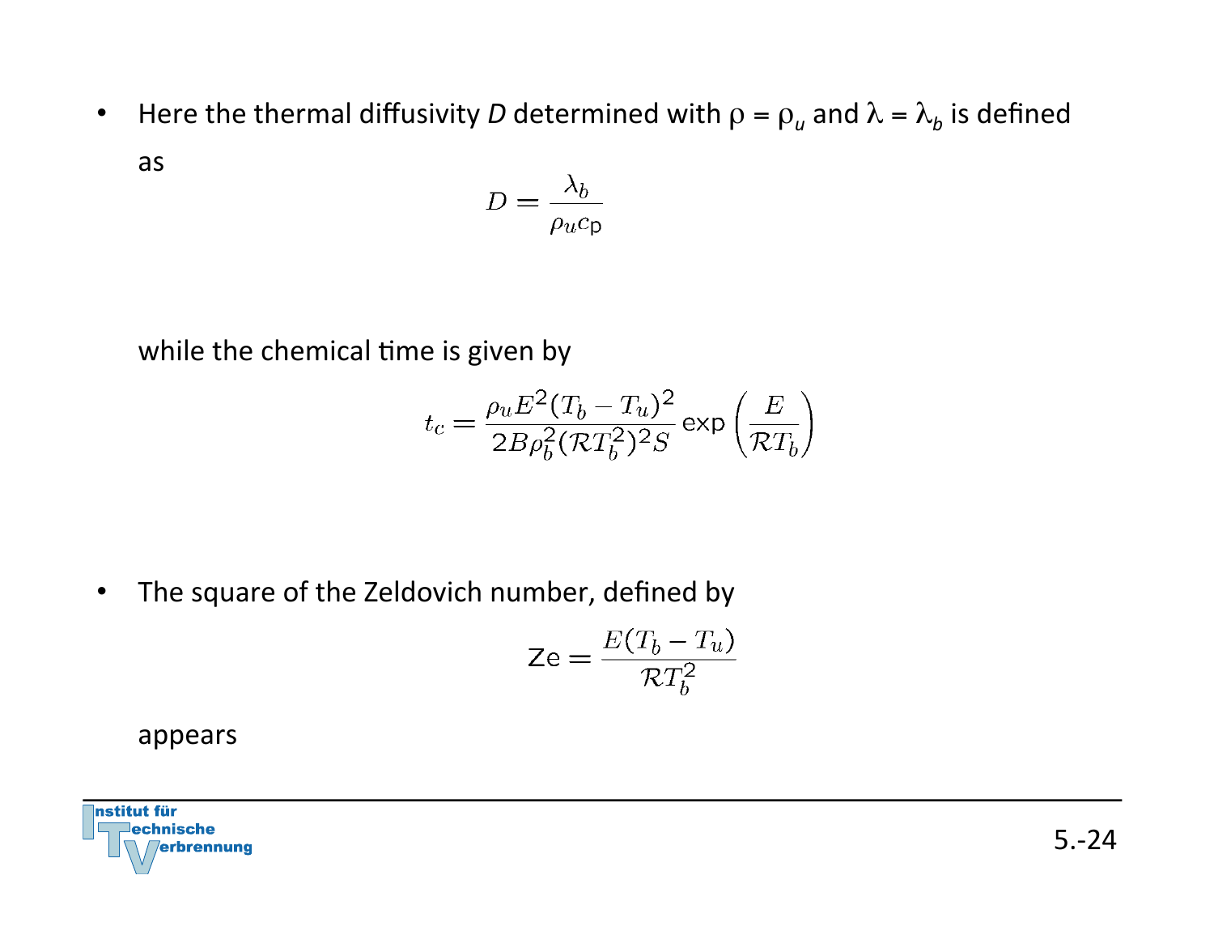- Here the thermal diffusivity $D$ determined with $\rho = \rho_u$ and $\lambda = \lambda_b$ is defined as

$$D = \frac{\lambda_b}{\rho_u c_\mathrm{p}}$$

  while the chemical time is given by

$$t_c = \frac{\rho_u E^2 (T_b - T_u)^2}{2B\rho_b^2 (\mathcal{R}T_b^2)^2 S} \exp\left(\frac{E}{\mathcal{R}T_b}\right)$$

- The square of the Zeldovich number, defined by

$$\mathrm{Ze} = \frac{E(T_b - T_u)}{\mathcal{R}T_b^2}$$

  appears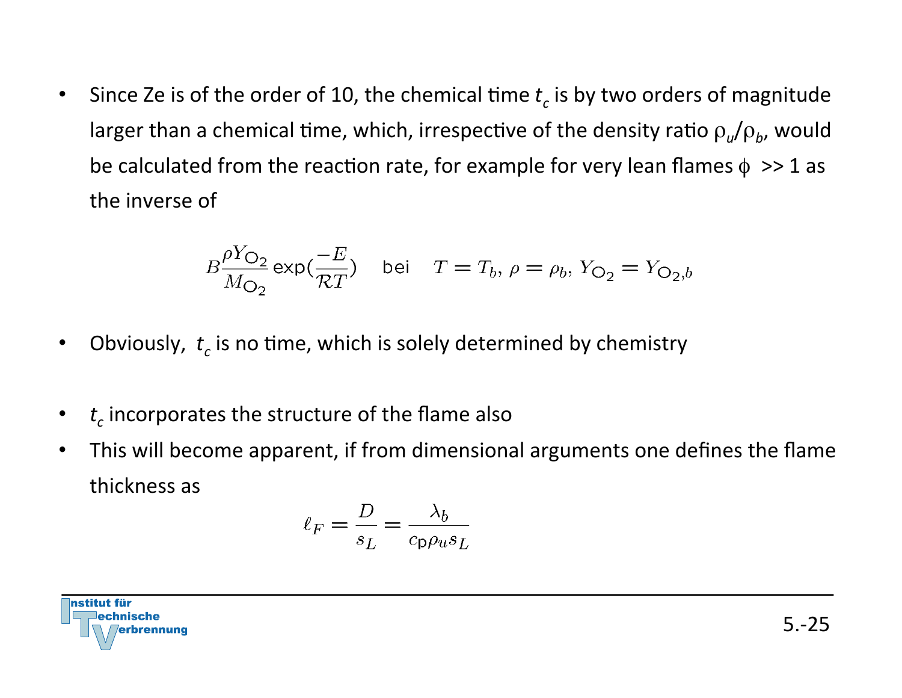- Since Ze is of the order of 10, the chemical time $t_c$ is by two orders of magnitude larger than a chemical time, which, irrespective of the density ratio $\rho_u/\rho_b$, would be calculated from the reaction rate, for example for very lean flames $\phi$ >> 1 as the inverse of

$$B\frac{\rho Y_{O_2}}{M_{O_2}}\exp(\frac{-E}{\mathcal{R}T}) \quad \text{bei} \quad T = T_b,\, \rho = \rho_b,\, Y_{O_2} = Y_{O_2,b}$$

- Obviously, $t_c$ is no time, which is solely determined by chemistry

- $t_c$ incorporates the structure of the flame also
- This will become apparent, if from dimensional arguments one defines the flame thickness as

$$\ell_F = \frac{D}{s_L} = \frac{\lambda_b}{c_p \rho_u s_L}$$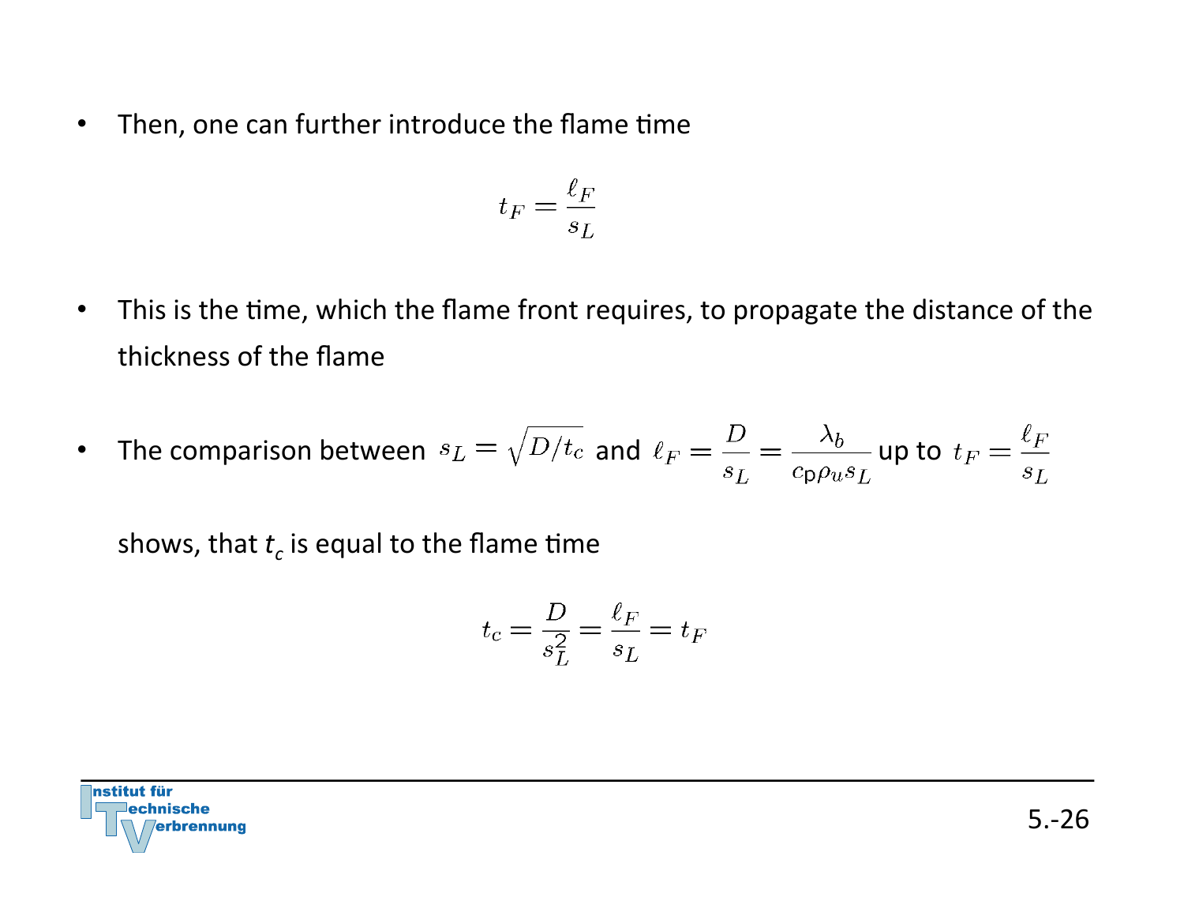- Then, one can further introduce the flame time

$$t_F = \frac{\ell_F}{s_L}$$

- This is the time, which the flame front requires, to propagate the distance of the thickness of the flame

- The comparison between $s_L = \sqrt{D/t_c}$ and $\ell_F = \dfrac{D}{s_L} = \dfrac{\lambda_b}{c_p \rho_u s_L}$ up to $t_F = \dfrac{\ell_F}{s_L}$

  shows, that $t_c$ is equal to the flame time

$$t_c = \frac{D}{s_L^2} = \frac{\ell_F}{s_L} = t_F$$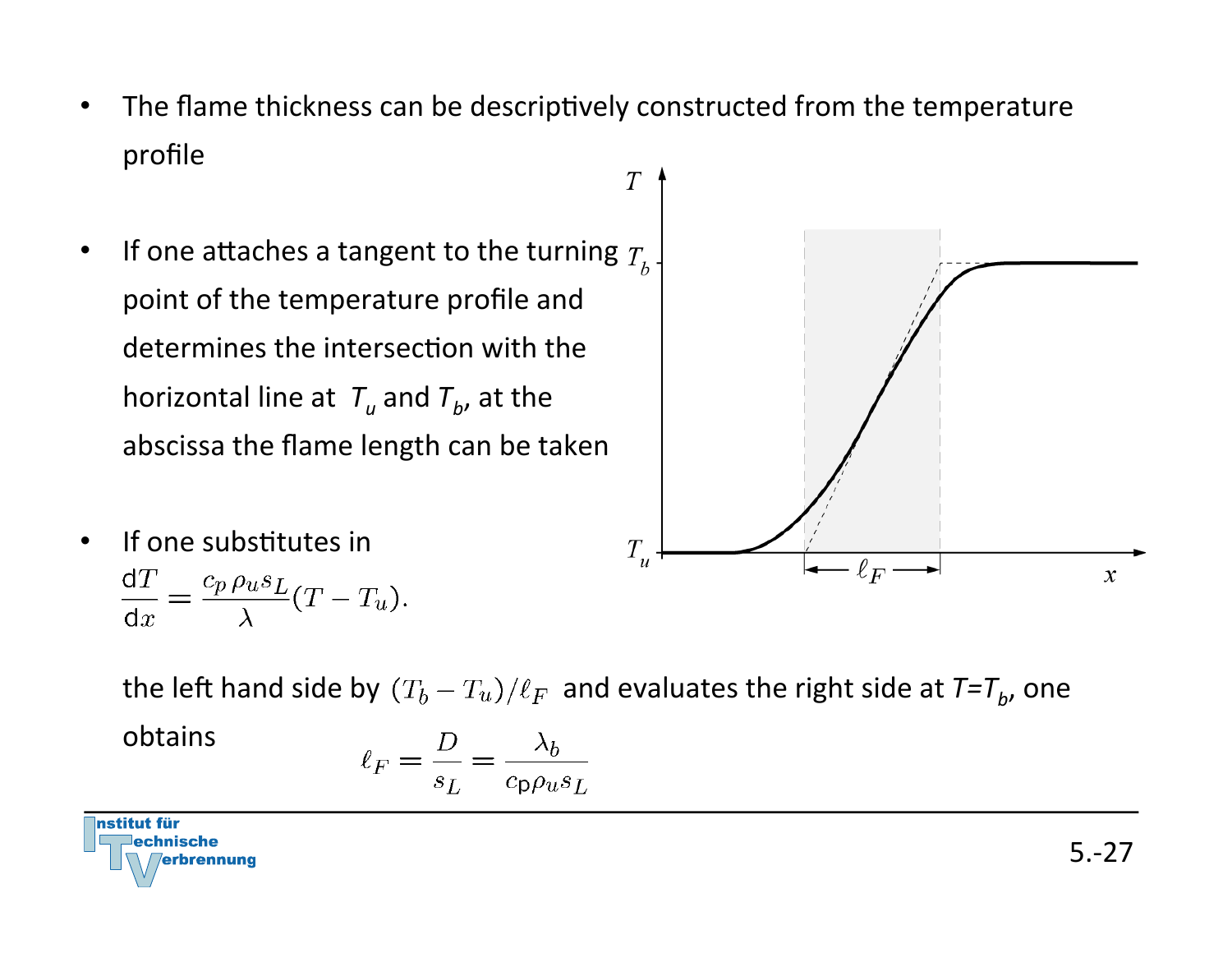- The flame thickness can be descriptively constructed from the temperature profile

- If one attaches a tangent to the turning point of the temperature profile and determines the intersection with the horizontal line at $T_u$ and $T_b$, at the abscissa the flame length can be taken

- If one substitutes in

$$\frac{\mathrm{d}T}{\mathrm{d}x} = \frac{c_p\,\rho_u s_L}{\lambda}(T - T_u).$$

the left hand side by $(T_b - T_u)/\ell_F$ and evaluates the right side at $T=T_b$, one obtains

$$\ell_F = \frac{D}{s_L} = \frac{\lambda_b}{c_p \rho_u s_L}$$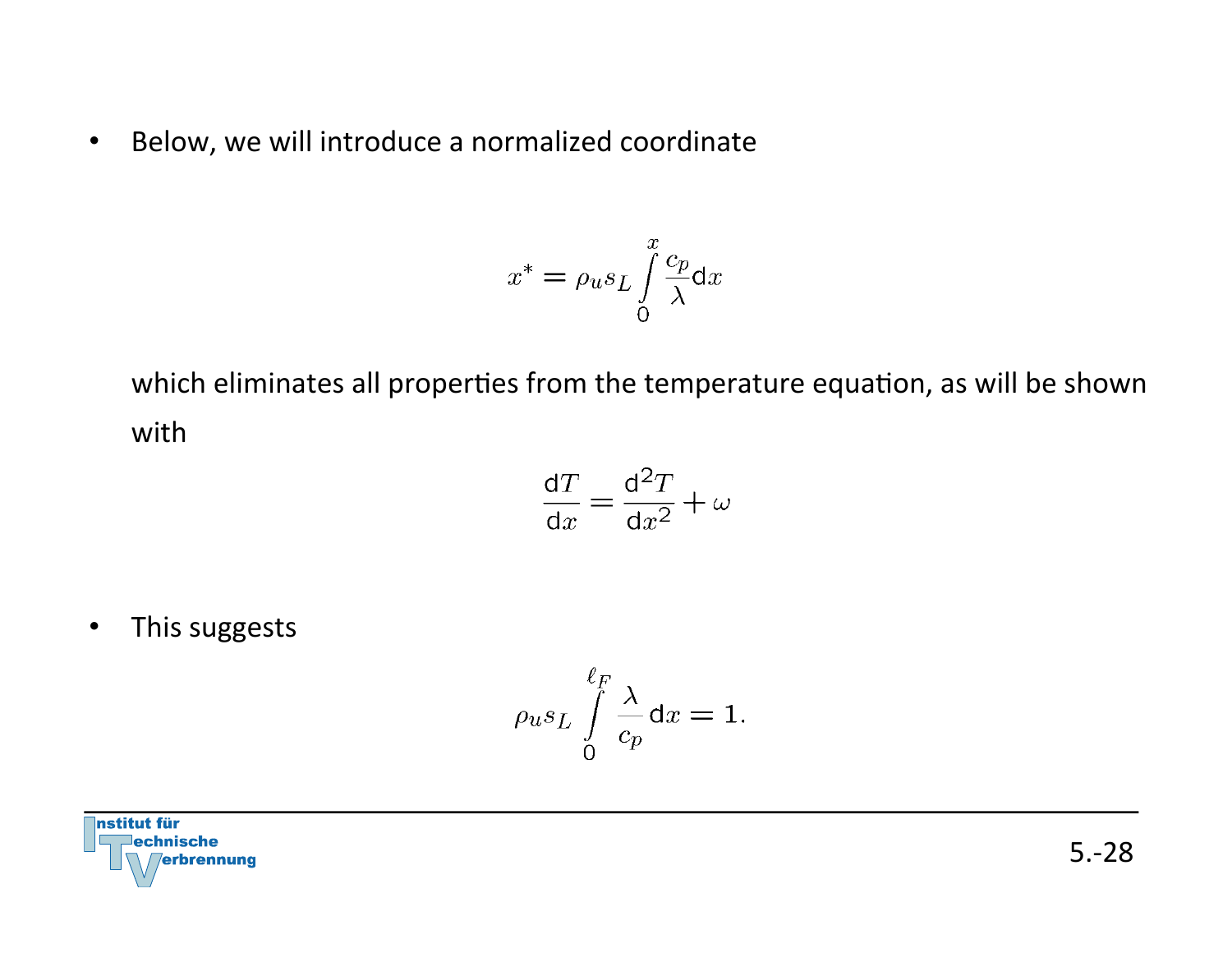- Below, we will introduce a normalized coordinate

$$x^* = \rho_u s_L \int\limits_0^x \frac{c_p}{\lambda} \mathrm{d}x$$

which eliminates all properties from the temperature equation, as will be shown with

$$\frac{\mathrm{d}T}{\mathrm{d}x} = \frac{\mathrm{d}^2 T}{\mathrm{d}x^2} + \omega$$

- This suggests

$$\rho_u s_L \int\limits_0^{\ell_F} \frac{\lambda}{c_p} \mathrm{d}x = 1.$$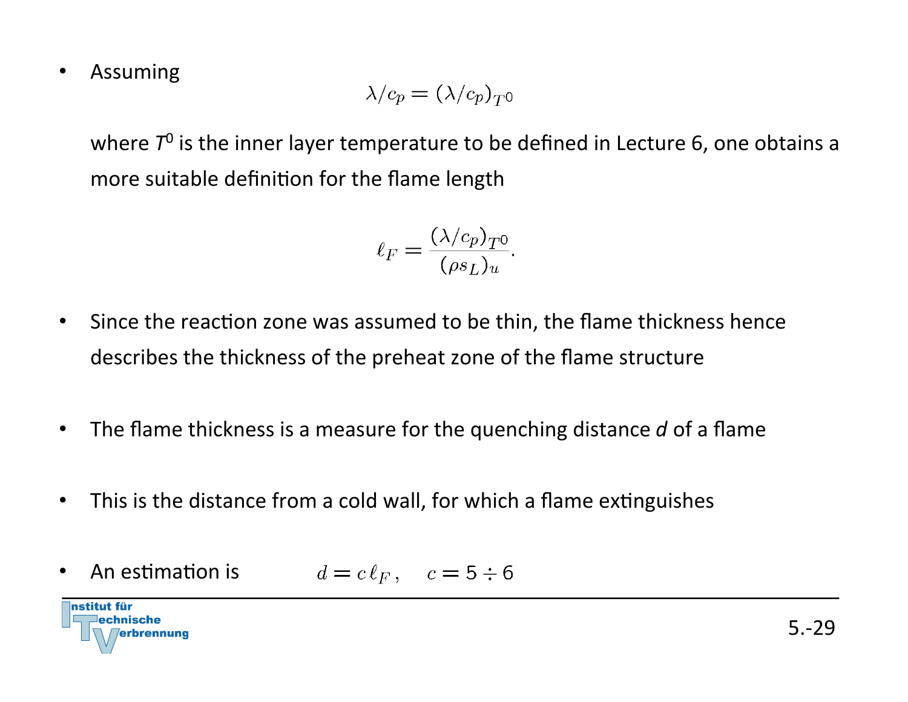- Assuming

$$\lambda/c_p = (\lambda/c_p)_{T^0}$$

where $T^0$ is the inner layer temperature to be defined in Lecture 6, one obtains a more suitable definition for the flame length

$$\ell_F = \frac{(\lambda/c_p)_{T^0}}{(\rho s_L)_u}.$$

- Since the reaction zone was assumed to be thin, the flame thickness hence describes the thickness of the preheat zone of the flame structure

- The flame thickness is a measure for the quenching distance *d* of a flame

- This is the distance from a cold wall, for which a flame extinguishes

- An estimation is $d = c\,\ell_F\,, \quad c = 5 \div 6$